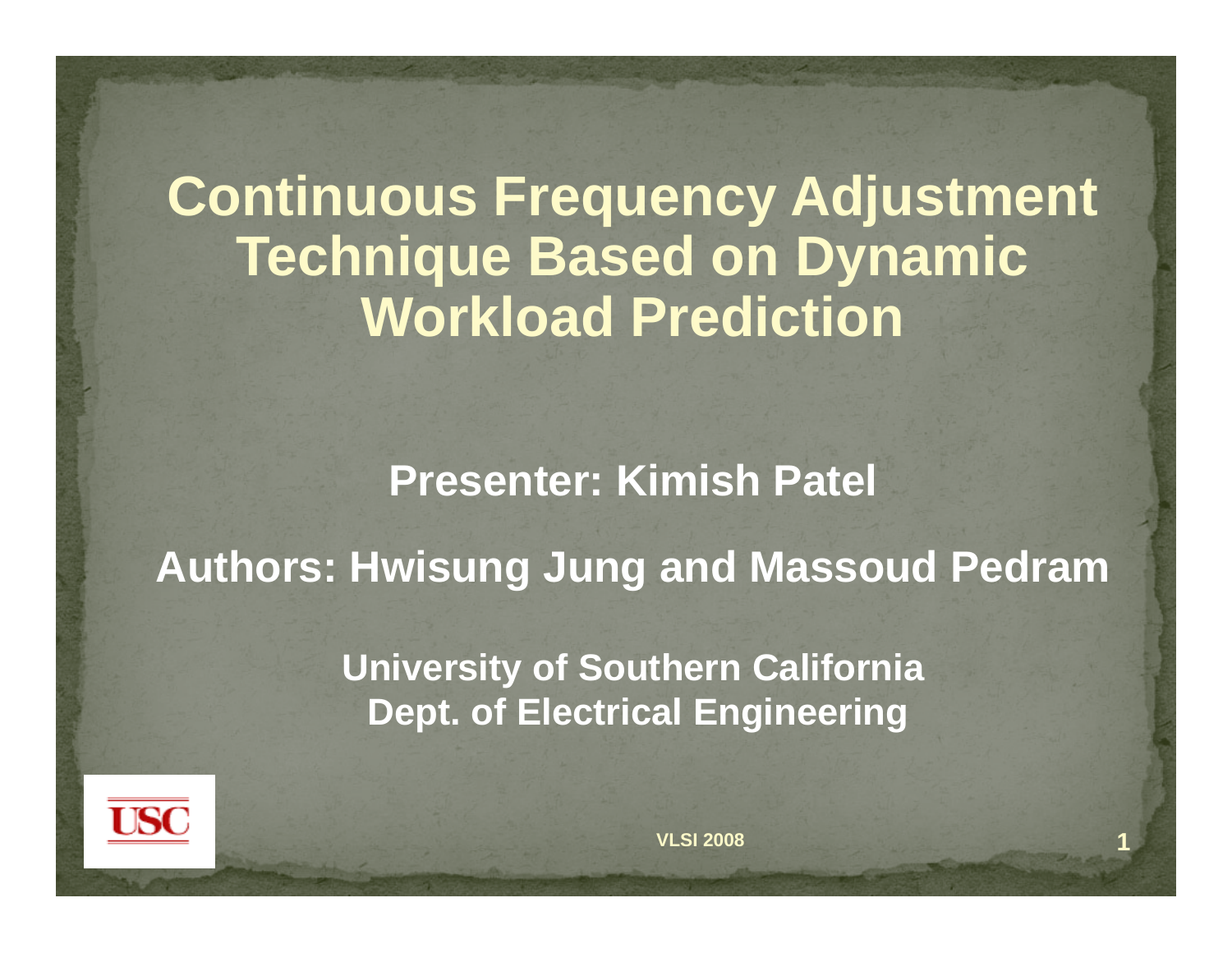# Continuous Frequency Adjustment Technique Based on Dynamic Workload Prediction

**Presenter: Kimish Patel**

**Authors: Hwisung Jung and Massoud Pedram**

**University of Southern California**
**Dept. of Electrical Engineering**

USC

VLSI 2008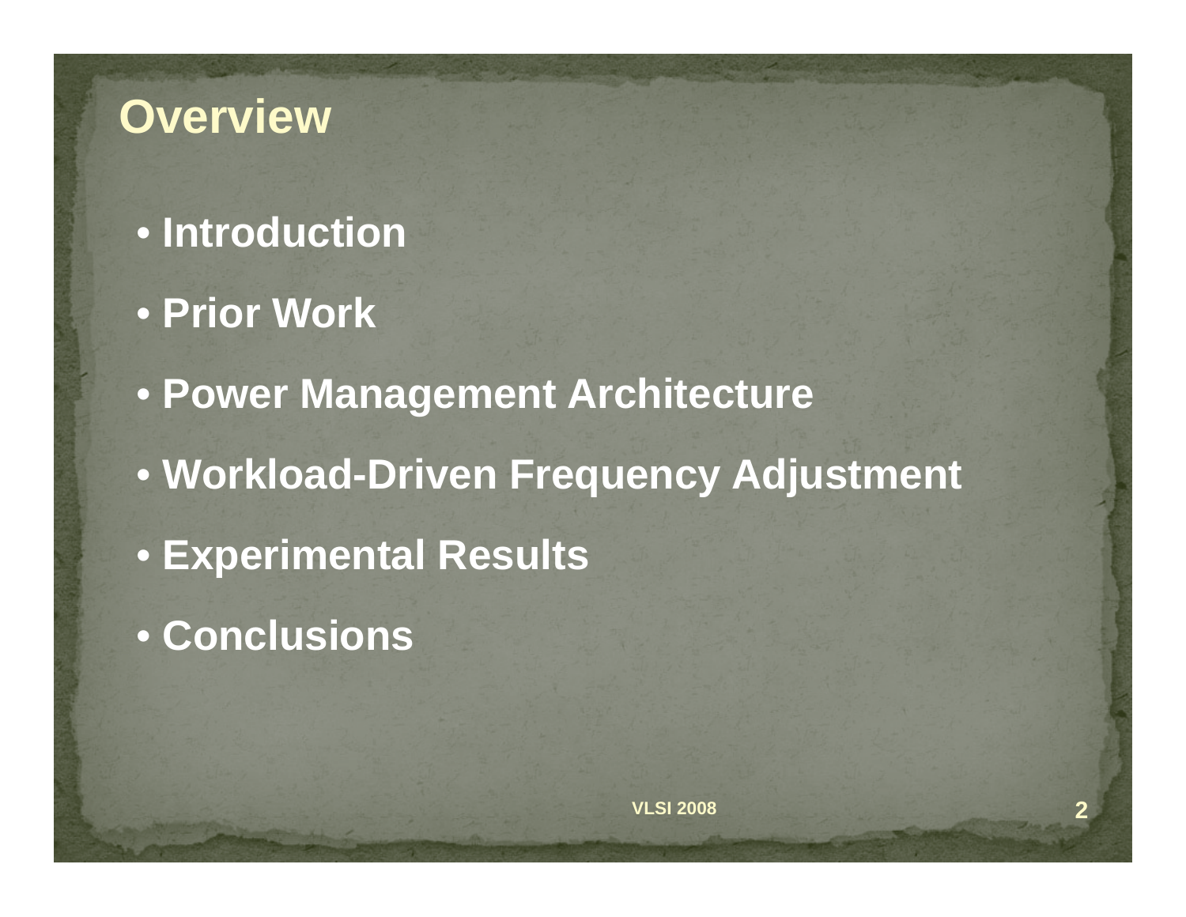# Overview

- Introduction
- Prior Work
- Power Management Architecture
- Workload-Driven Frequency Adjustment
- Experimental Results
- Conclusions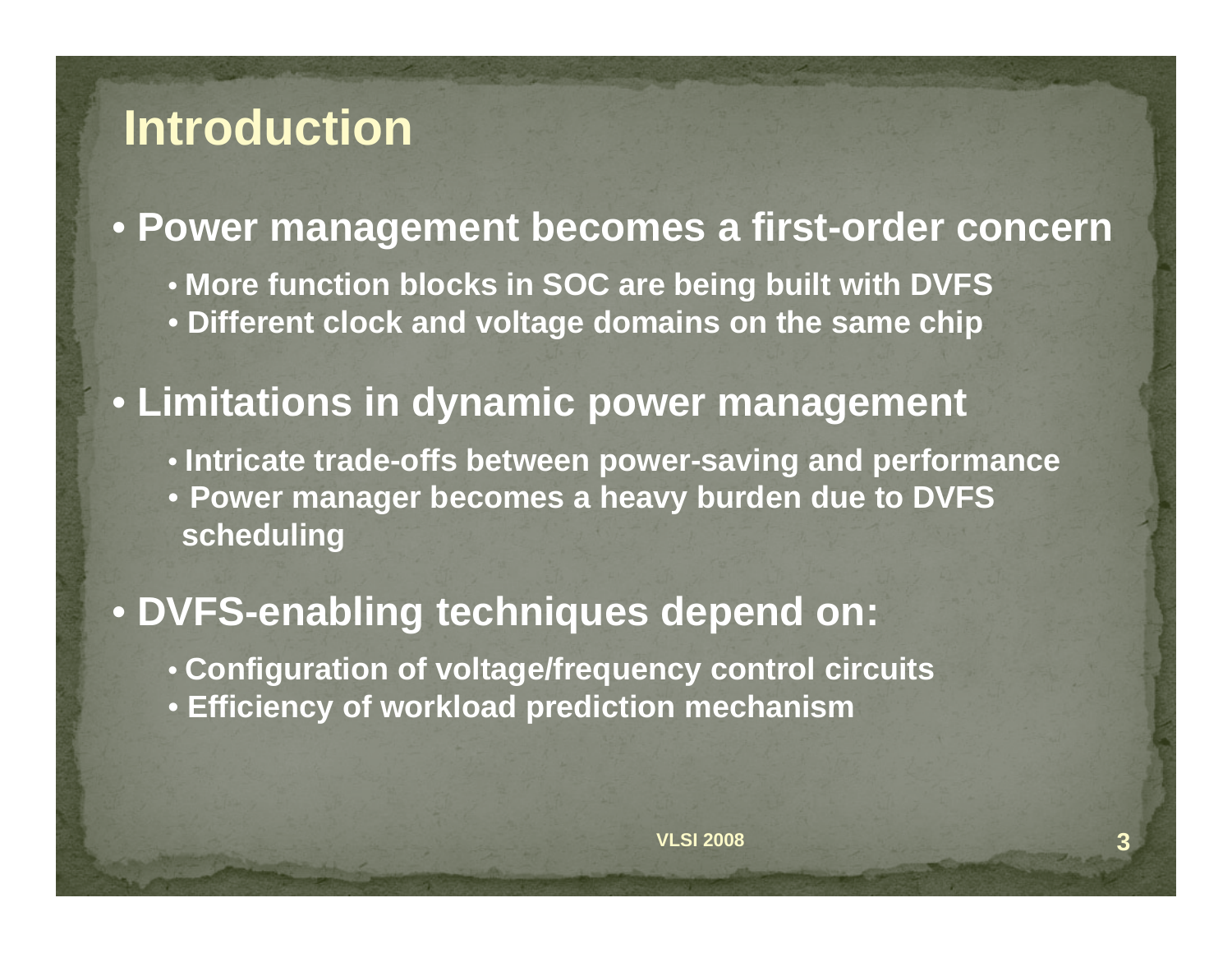# Introduction

- **Power management becomes a first-order concern**
  - **More function blocks in SOC are being built with DVFS**
  - **Different clock and voltage domains on the same chip**
- **Limitations in dynamic power management**
  - **Intricate trade-offs between power-saving and performance**
  - **Power manager becomes a heavy burden due to DVFS scheduling**
- **DVFS-enabling techniques depend on:**
  - **Configuration of voltage/frequency control circuits**
  - **Efficiency of workload prediction mechanism**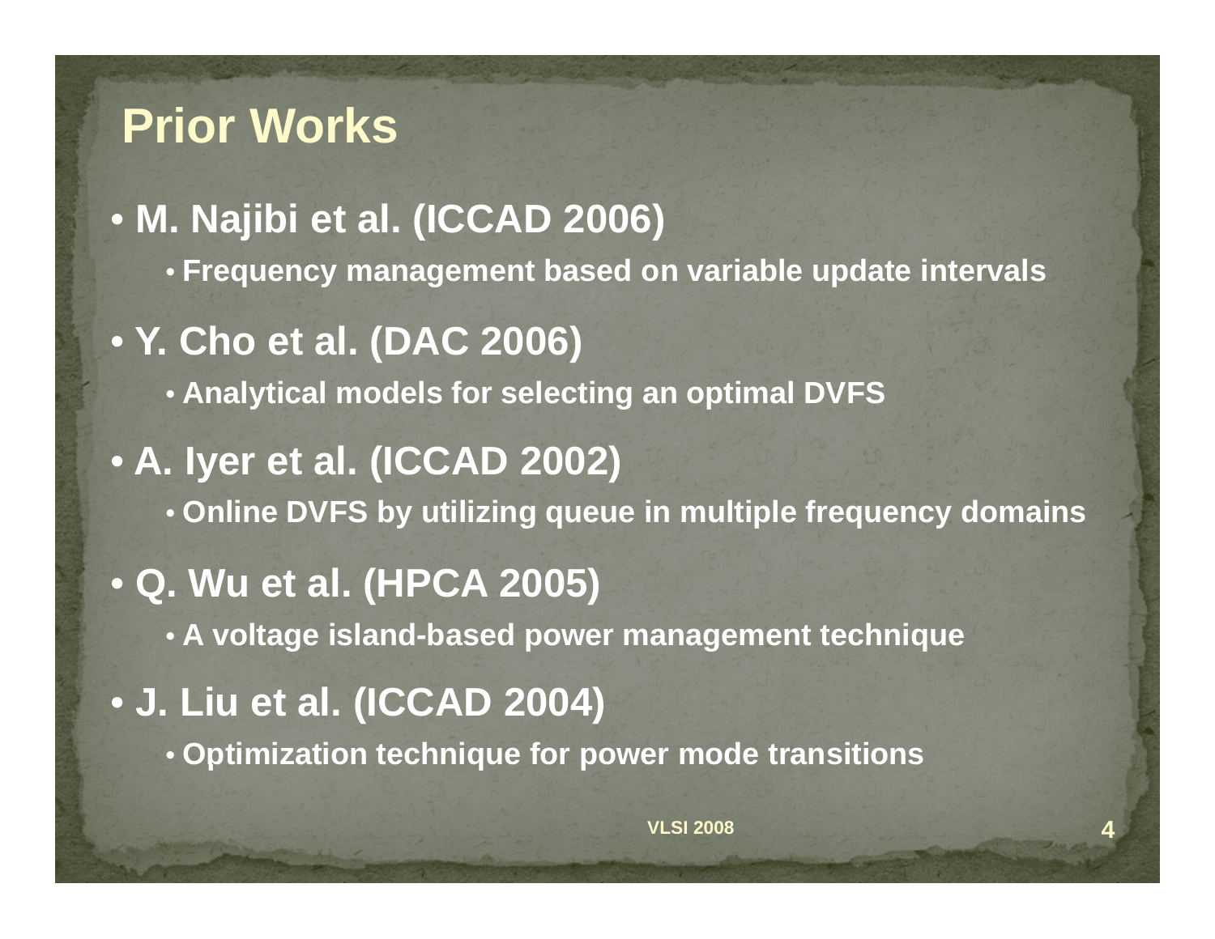# Prior Works

- **M. Najibi et al. (ICCAD 2006)**
  - **Frequency management based on variable update intervals**
- **Y. Cho et al. (DAC 2006)**
  - **Analytical models for selecting an optimal DVFS**
- **A. Iyer et al. (ICCAD 2002)**
  - **Online DVFS by utilizing queue in multiple frequency domains**
- **Q. Wu et al. (HPCA 2005)**
  - **A voltage island-based power management technique**
- **J. Liu et al. (ICCAD 2004)**
  - **Optimization technique for power mode transitions**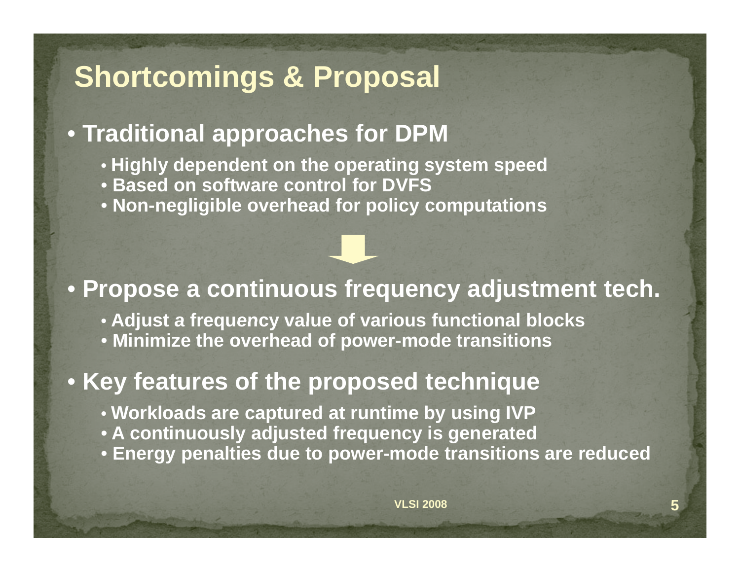# Shortcomings & Proposal

- **Traditional approaches for DPM**
  - **Highly dependent on the operating system speed**
  - **Based on software control for DVFS**
  - **Non-negligible overhead for policy computations**

- **Propose a continuous frequency adjustment tech.**
  - **Adjust a frequency value of various functional blocks**
  - **Minimize the overhead of power-mode transitions**

- **Key features of the proposed technique**
  - **Workloads are captured at runtime by using IVP**
  - **A continuously adjusted frequency is generated**
  - **Energy penalties due to power-mode transitions are reduced**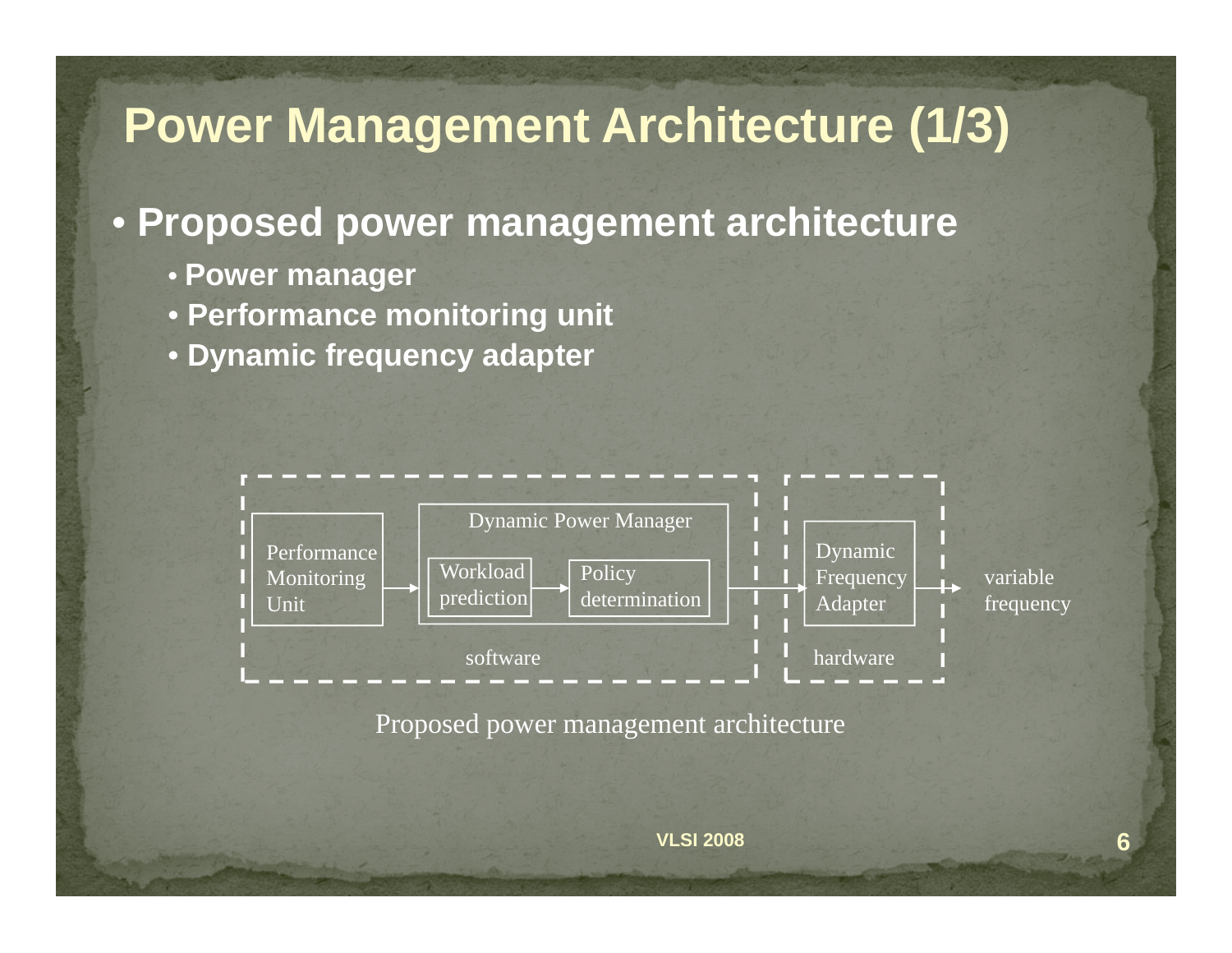# Power Management Architecture (1/3)

- **Proposed power management architecture**
  - **Power manager**
  - **Performance monitoring unit**
  - **Dynamic frequency adapter**

Performance Monitoring Unit → Dynamic Power Manager [Workload prediction → Policy determination] → Dynamic Frequency Adapter → variable frequency

software | hardware

Proposed power management architecture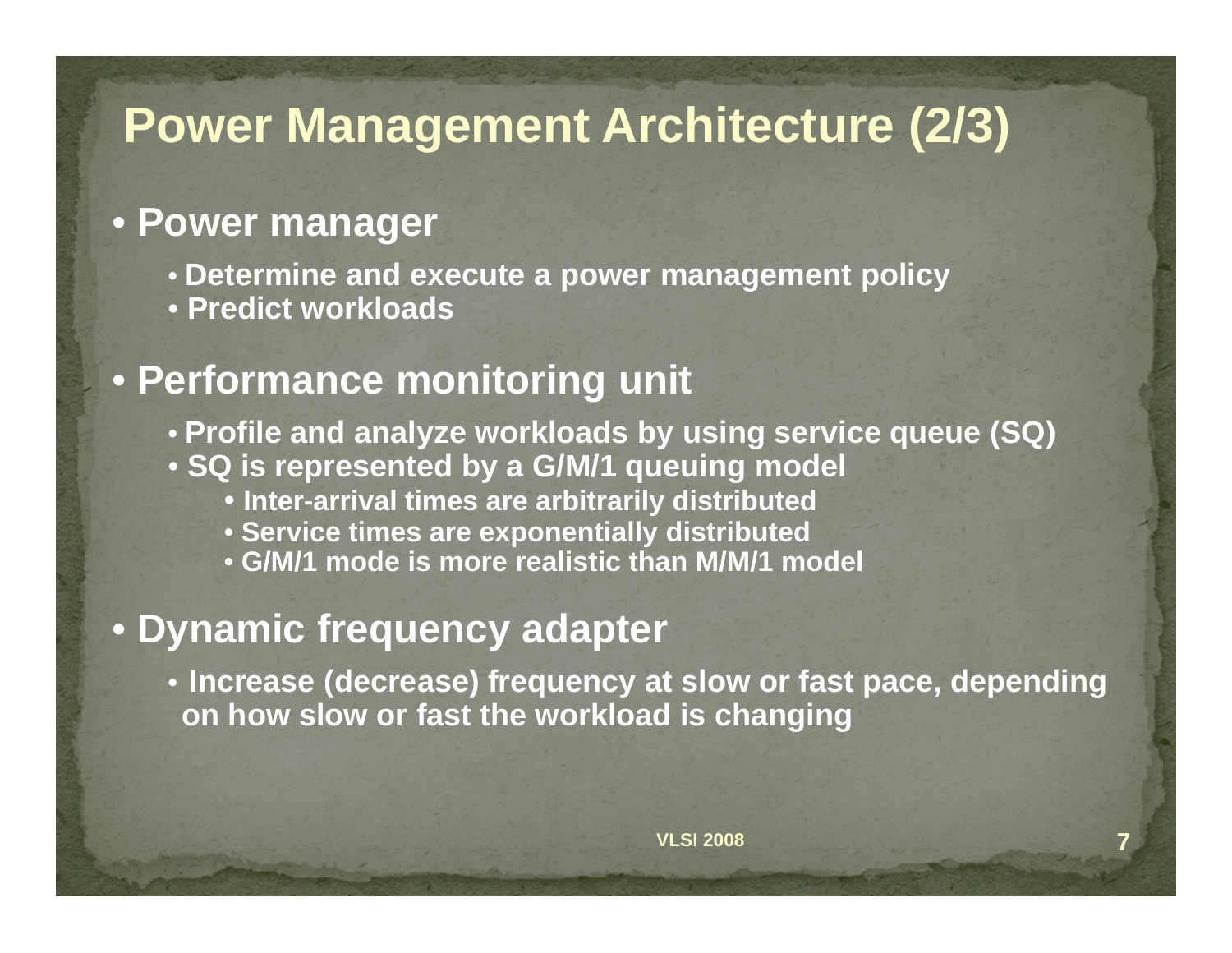# Power Management Architecture (2/3)

- **Power manager**
  - **Determine and execute a power management policy**
  - **Predict workloads**
- **Performance monitoring unit**
  - **Profile and analyze workloads by using service queue (SQ)**
  - **SQ is represented by a G/M/1 queuing model**
    - **Inter-arrival times are arbitrarily distributed**
    - **Service times are exponentially distributed**
    - **G/M/1 mode is more realistic than M/M/1 model**
- **Dynamic frequency adapter**
  - **Increase (decrease) frequency at slow or fast pace, depending on how slow or fast the workload is changing**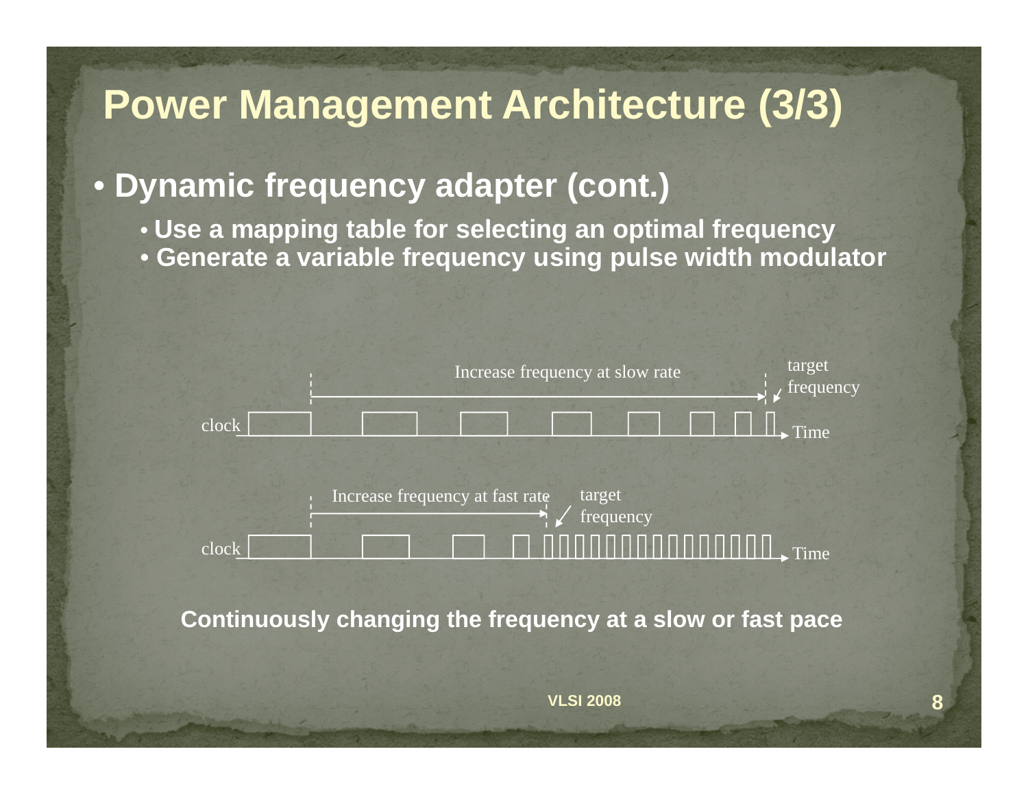# Power Management Architecture (3/3)

- **Dynamic frequency adapter (cont.)**
  - **Use a mapping table for selecting an optimal frequency**
  - **Generate a variable frequency using pulse width modulator**

Increase frequency at slow rate

target frequency

clock

Time

Increase frequency at fast rate

target frequency

clock

Time

**Continuously changing the frequency at a slow or fast pace**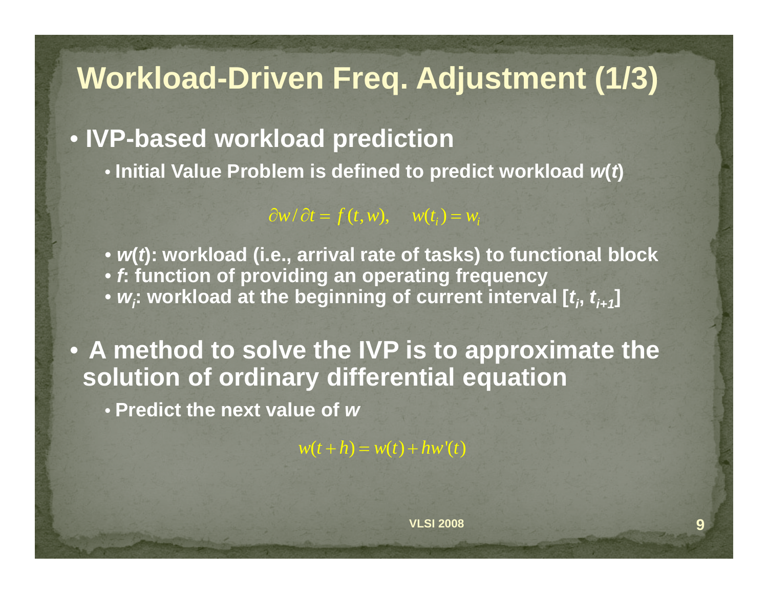# Workload-Driven Freq. Adjustment (1/3)

- **IVP-based workload prediction**
  - **Initial Value Problem is defined to predict workload *w*(*t*)**

$$\partial w / \partial t = f(t, w), \quad w(t_i) = w_i$$

  - ***w*(*t*): workload (i.e., arrival rate of tasks) to functional block**
  - ***f*: function of providing an operating frequency**
  - **$w_i$: workload at the beginning of current interval [$t_i$, $t_{i+1}$]**

- **A method to solve the IVP is to approximate the solution of ordinary differential equation**
  - **Predict the next value of *w***

$$w(t+h) = w(t) + hw'(t)$$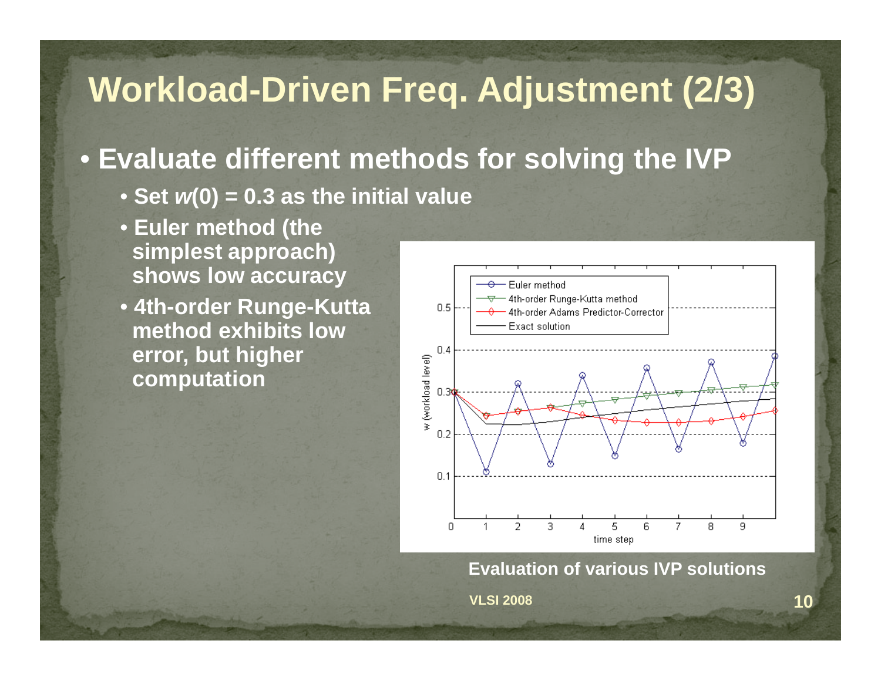# Workload-Driven Freq. Adjustment (2/3)

- **Evaluate different methods for solving the IVP**
  - **Set $w(0) = 0.3$ as the initial value**
  - **Euler method (the simplest approach) shows low accuracy**
  - **4th-order Runge-Kutta method exhibits low error, but higher computation**

**Evaluation of various IVP solutions**

VLSI 2008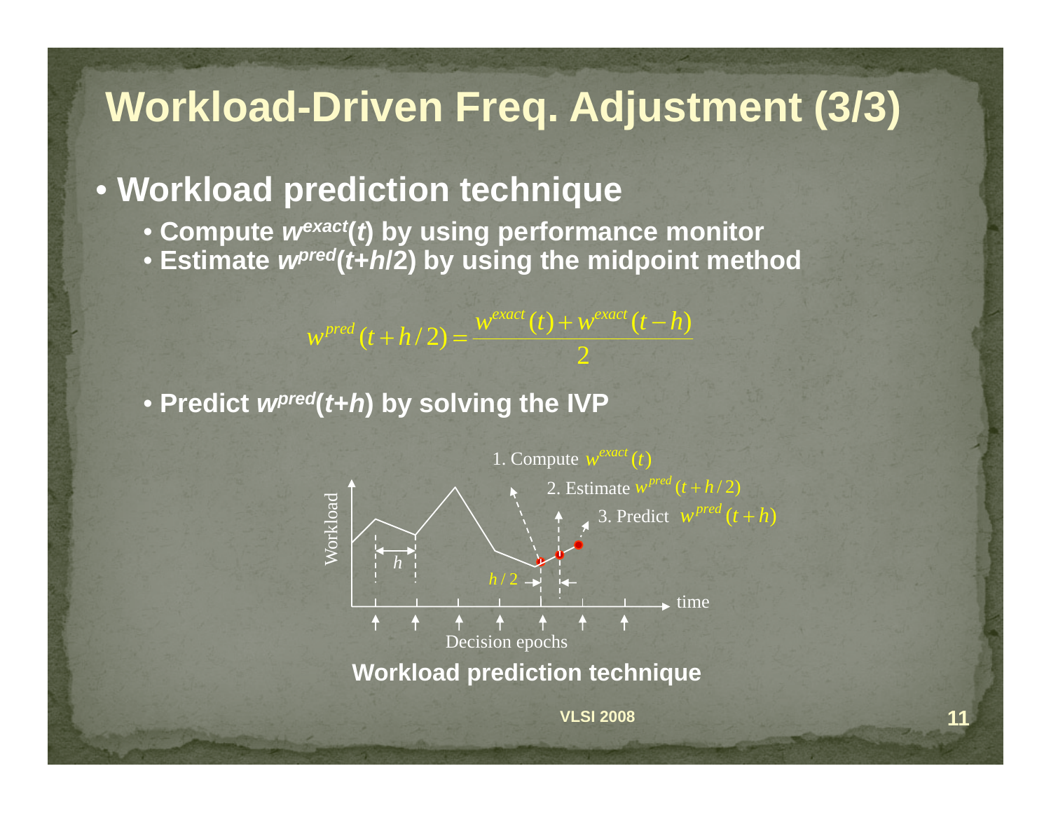# Workload-Driven Freq. Adjustment (3/3)

- **Workload prediction technique**
  - **Compute $w^{exact}(t)$ by using performance monitor**
  - **Estimate $w^{pred}(t+h/2)$ by using the midpoint method**

$$w^{pred}(t+h/2) = \frac{w^{exact}(t) + w^{exact}(t-h)}{2}$$

  - **Predict $w^{pred}(t+h)$ by solving the IVP**

1. Compute $w^{exact}(t)$
2. Estimate $w^{pred}(t+h/2)$
3. Predict $w^{pred}(t+h)$

Workload, $h$, $h/2$, time, Decision epochs

**Workload prediction technique**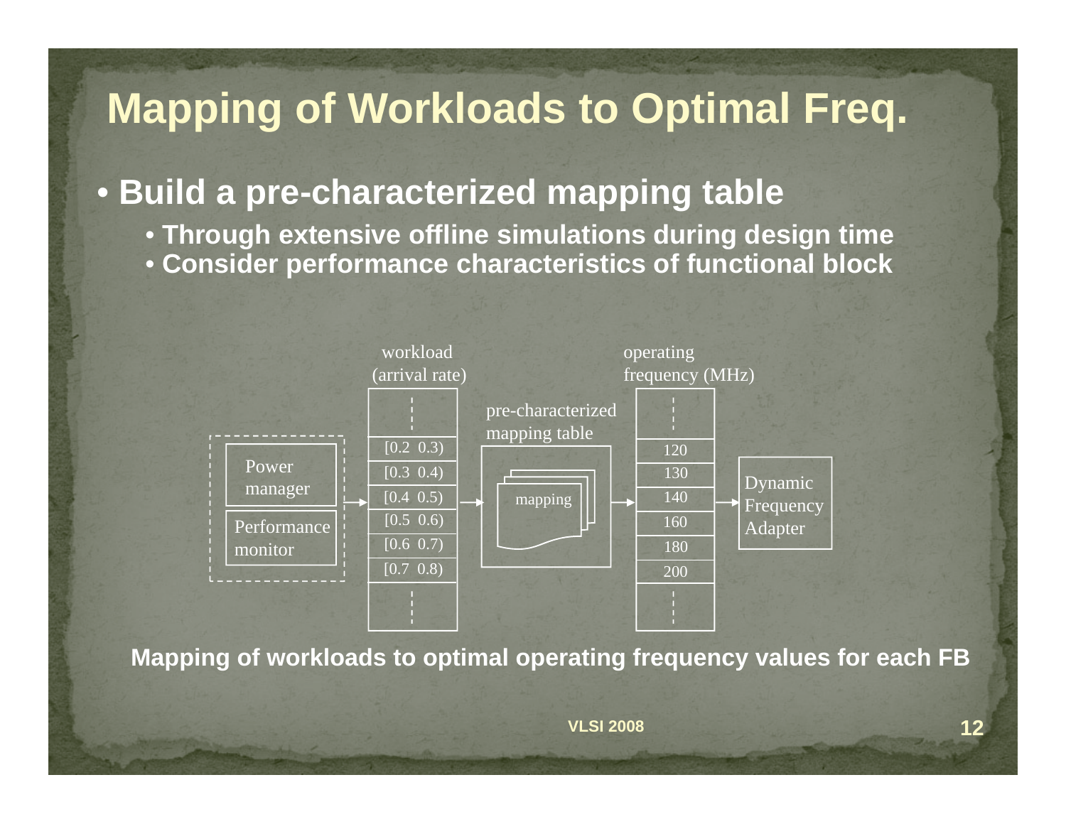# Mapping of Workloads to Optimal Freq.

- **Build a pre-characterized mapping table**
  - **Through extensive offline simulations during design time**
  - **Consider performance characteristics of functional block**

**Mapping of workloads to optimal operating frequency values for each FB**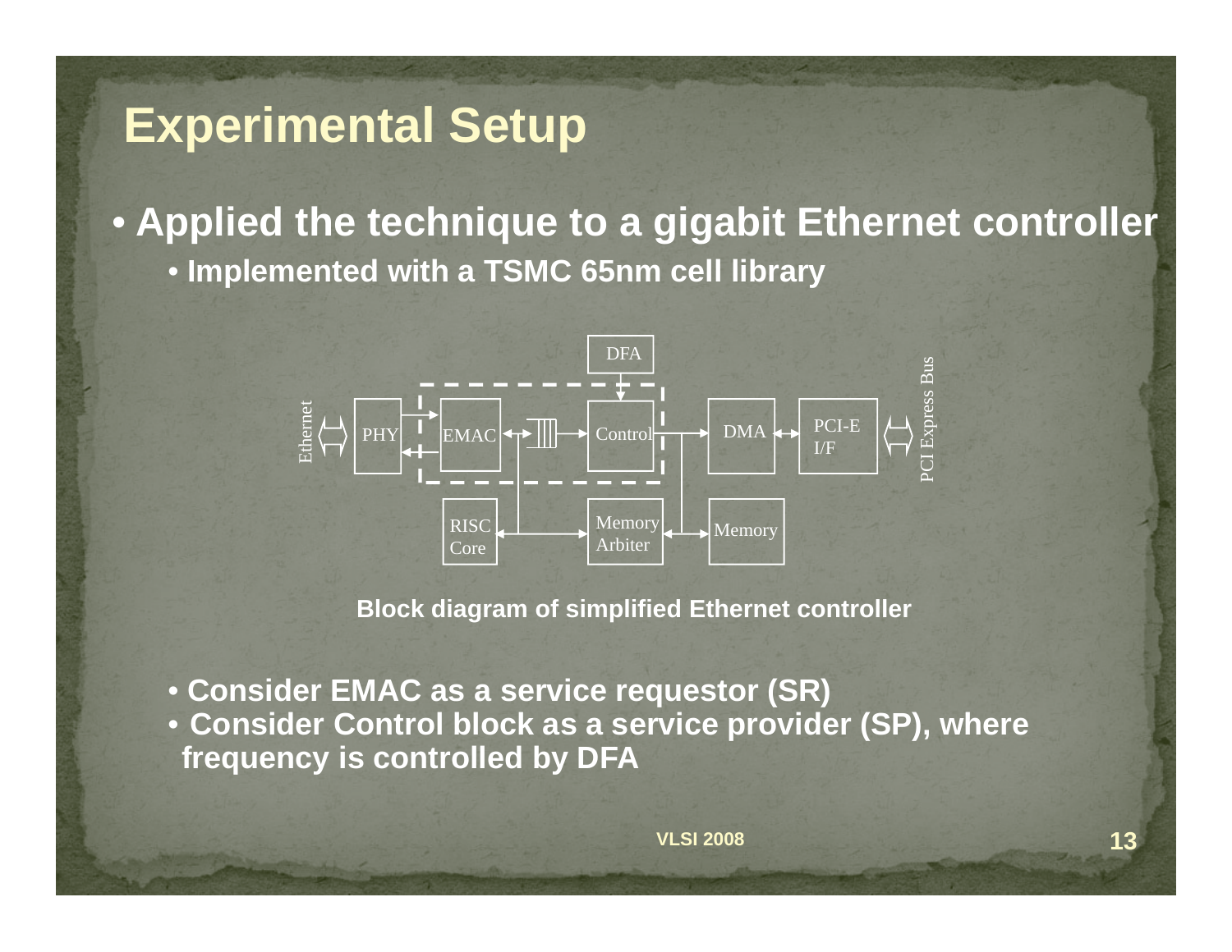# Experimental Setup

- **Applied the technique to a gigabit Ethernet controller**
  - **Implemented with a TSMC 65nm cell library**

**Block diagram of simplified Ethernet controller**

- **Consider EMAC as a service requestor (SR)**
- **Consider Control block as a service provider (SP), where frequency is controlled by DFA**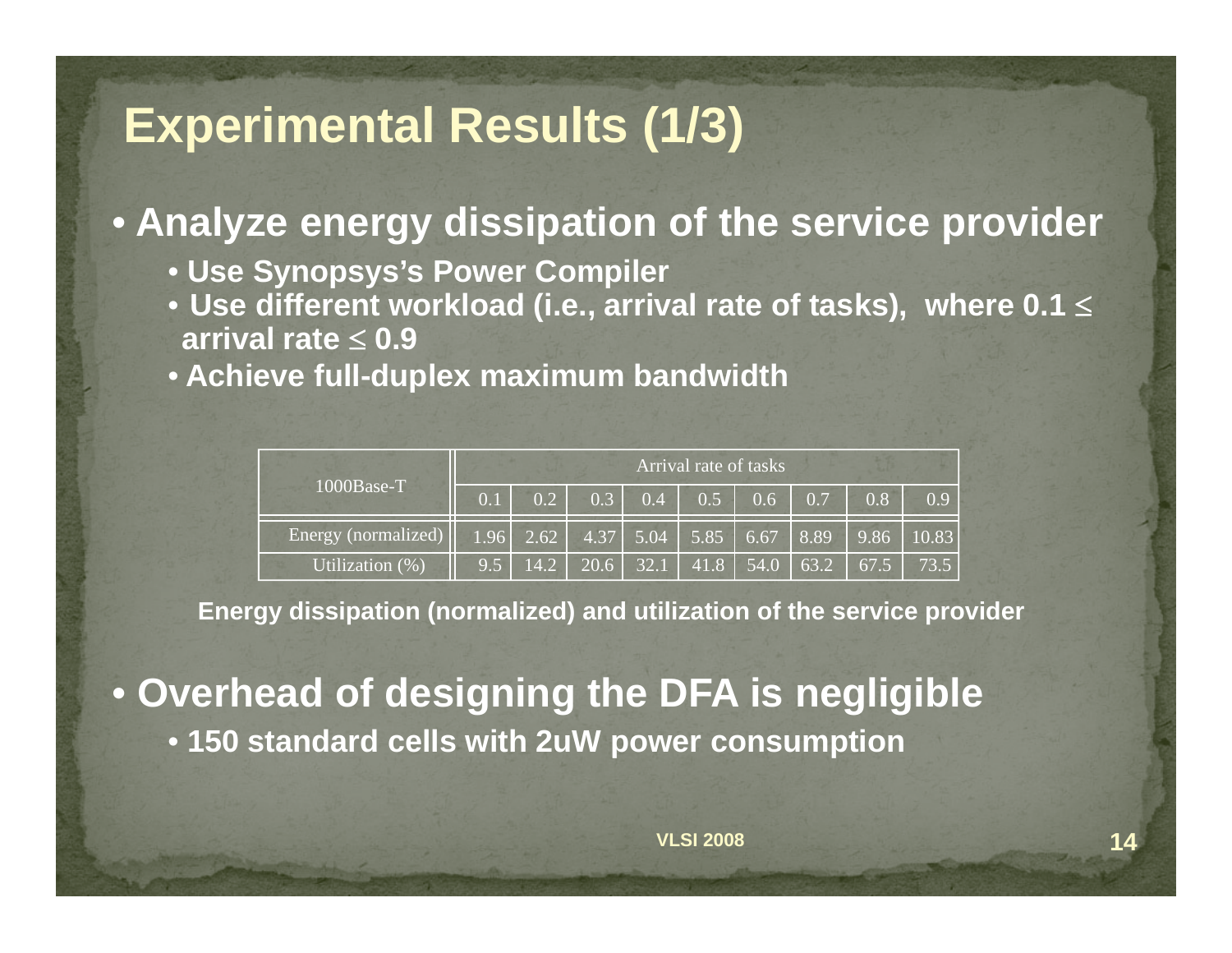# Experimental Results (1/3)

- **Analyze energy dissipation of the service provider**
  - **Use Synopsys's Power Compiler**
  - **Use different workload (i.e., arrival rate of tasks), where $0.1 \leq$ arrival rate $\leq 0.9$**
  - **Achieve full-duplex maximum bandwidth**

| 1000Base-T | Arrival rate of tasks | | | | | | | | |
|---|---|---|---|---|---|---|---|---|---|
| | 0.1 | 0.2 | 0.3 | 0.4 | 0.5 | 0.6 | 0.7 | 0.8 | 0.9 |
| Energy (normalized) | 1.96 | 2.62 | 4.37 | 5.04 | 5.85 | 6.67 | 8.89 | 9.86 | 10.83 |
| Utilization (%) | 9.5 | 14.2 | 20.6 | 32.1 | 41.8 | 54.0 | 63.2 | 67.5 | 73.5 |

**Energy dissipation (normalized) and utilization of the service provider**

- **Overhead of designing the DFA is negligible**
  - **150 standard cells with 2uW power consumption**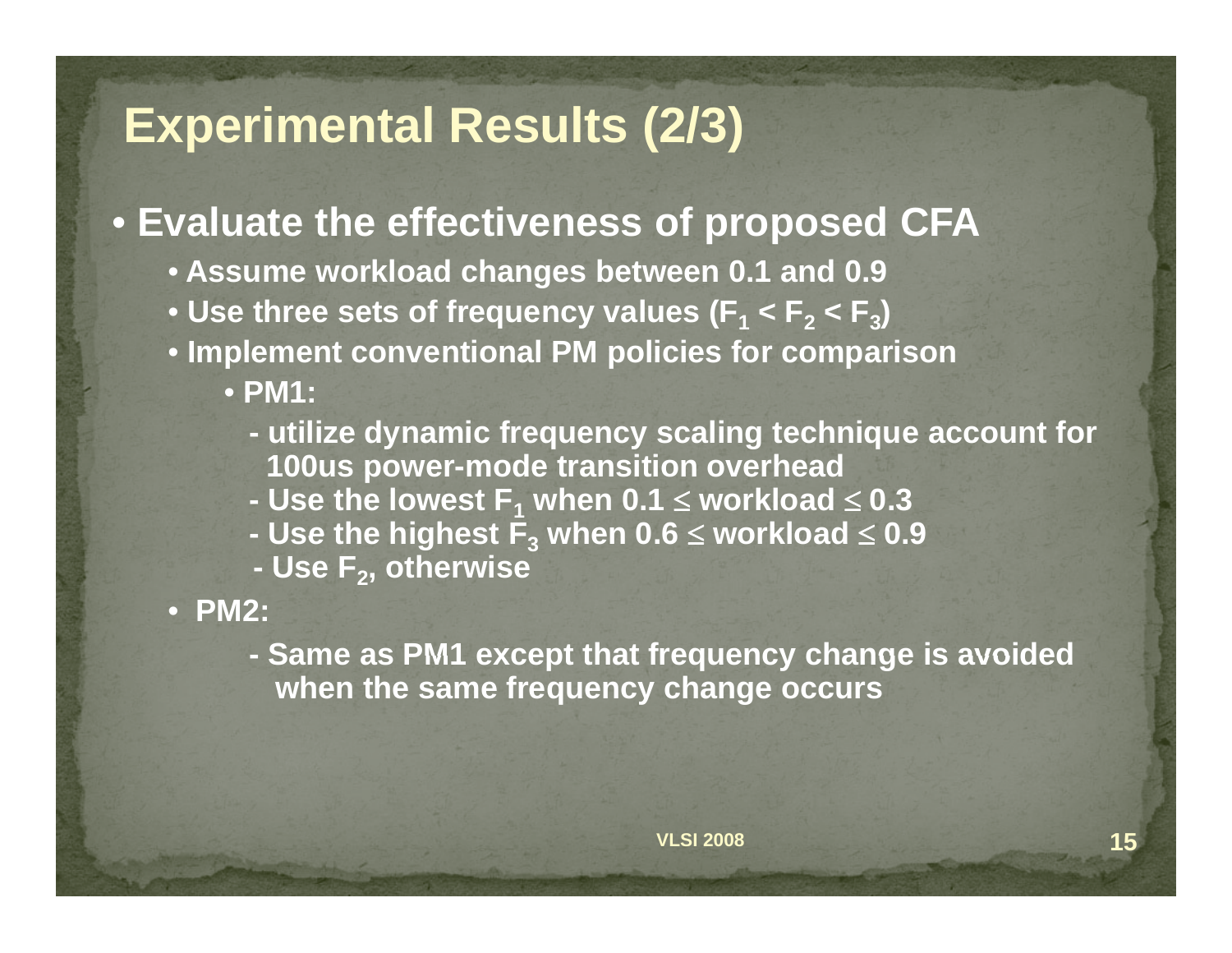# Experimental Results (2/3)

- **Evaluate the effectiveness of proposed CFA**
  - **Assume workload changes between 0.1 and 0.9**
  - **Use three sets of frequency values ($F_1 < F_2 < F_3$)**
  - **Implement conventional PM policies for comparison**
    - **PM1:**
      - **- utilize dynamic frequency scaling technique account for 100us power-mode transition overhead**
      - **- Use the lowest $F_1$ when $0.1 \leq$ workload $\leq 0.3$**
      - **- Use the highest $F_3$ when $0.6 \leq$ workload $\leq 0.9$**
      - **- Use $F_2$, otherwise**
  - **PM2:**
      - **- Same as PM1 except that frequency change is avoided when the same frequency change occurs**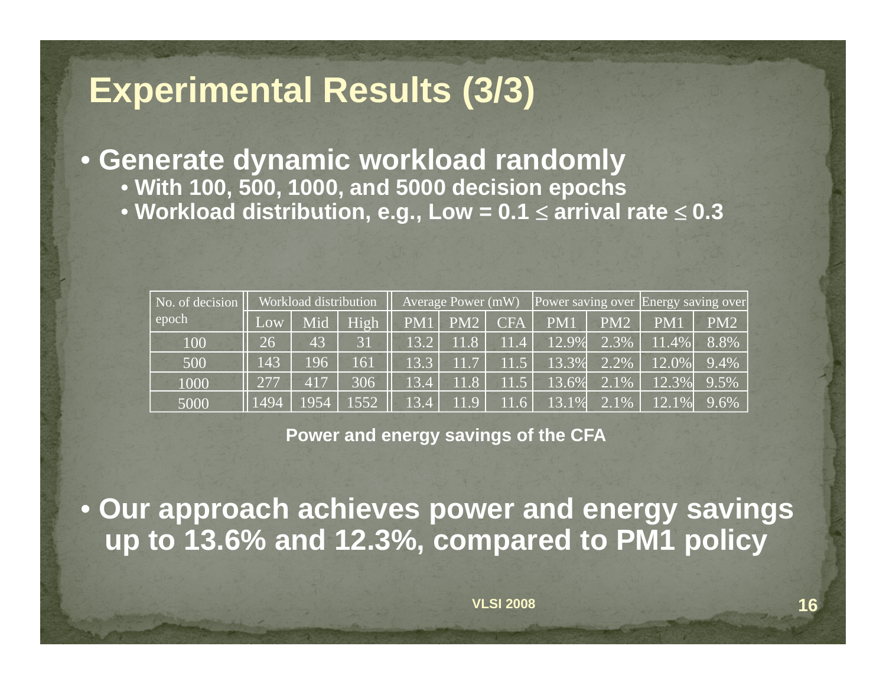# Experimental Results (3/3)

- **Generate dynamic workload randomly**
  - **With 100, 500, 1000, and 5000 decision epochs**
  - **Workload distribution, e.g., Low = 0.1 ≤ arrival rate ≤ 0.3**

| No. of decision epoch | Workload distribution | | | Average Power (mW) | | | Power saving over | | Energy saving over | |
|---|---|---|---|---|---|---|---|---|---|---|
| | Low | Mid | High | PM1 | PM2 | CFA | PM1 | PM2 | PM1 | PM2 |
| 100 | 26 | 43 | 31 | 13.2 | 11.8 | 11.4 | 12.9% | 2.3% | 11.4% | 8.8% |
| 500 | 143 | 196 | 161 | 13.3 | 11.7 | 11.5 | 13.3% | 2.2% | 12.0% | 9.4% |
| 1000 | 277 | 417 | 306 | 13.4 | 11.8 | 11.5 | 13.6% | 2.1% | 12.3% | 9.5% |
| 5000 | 1494 | 1954 | 1552 | 13.4 | 11.9 | 11.6 | 13.1% | 2.1% | 12.1% | 9.6% |

**Power and energy savings of the CFA**

- **Our approach achieves power and energy savings up to 13.6% and 12.3%, compared to PM1 policy**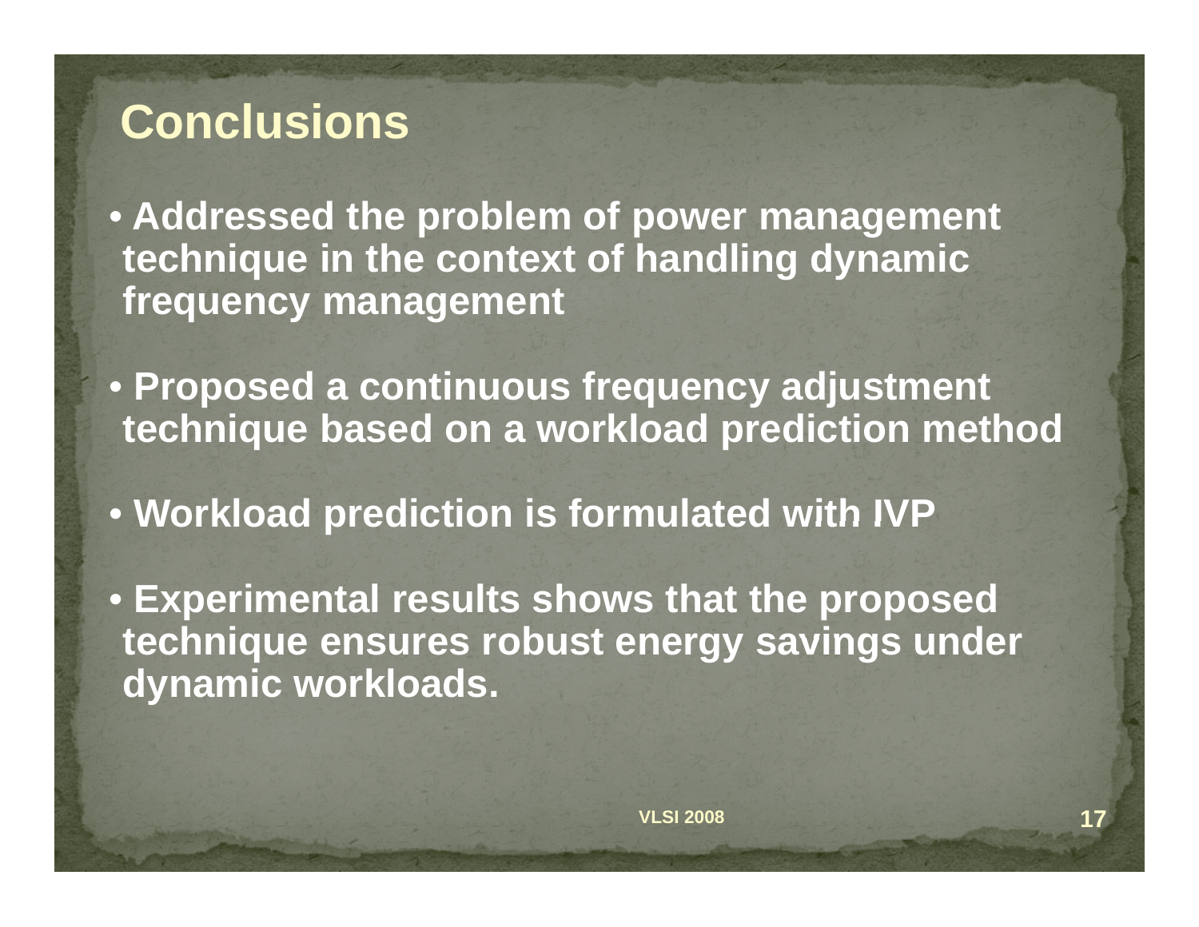# Conclusions

- Addressed the problem of power management technique in the context of handling dynamic frequency management

- Proposed a continuous frequency adjustment technique based on a workload prediction method

- Workload prediction is formulated with IVP

- Experimental results shows that the proposed technique ensures robust energy savings under dynamic workloads.